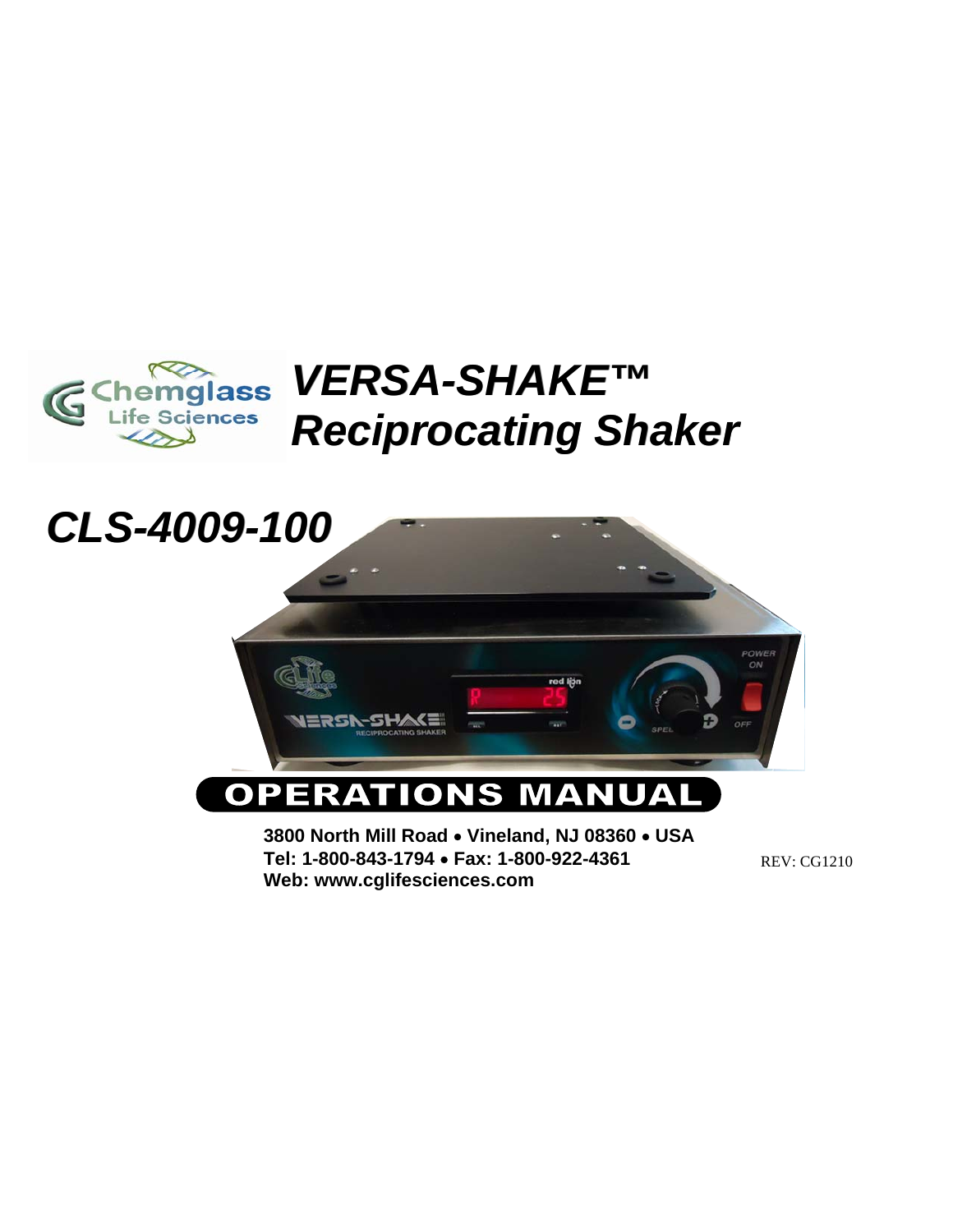Chemglass Life Sciences

# *VERSA-SHAKE™ Reciprocating Shaker*

## *CLS-4009-100*

## OPERATIONS MANUAL

**3800 North Mill Road • Vineland, NJ 08360 • USA**
**Tel: 1-800-843-1794 • Fax: 1-800-922-4361**
**Web: www.cglifesciences.com**

REV: CG1210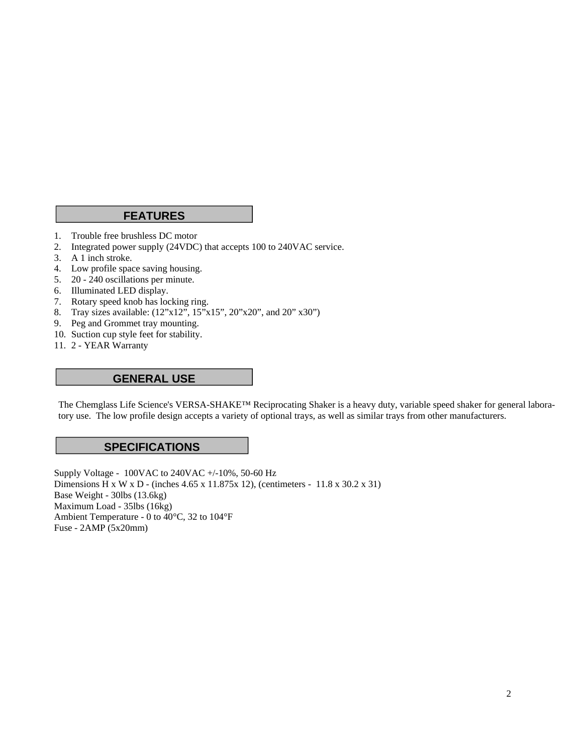## FEATURES

1. Trouble free brushless DC motor
2. Integrated power supply (24VDC) that accepts 100 to 240VAC service.
3. A 1 inch stroke.
4. Low profile space saving housing.
5. 20 - 240 oscillations per minute.
6. Illuminated LED display.
7. Rotary speed knob has locking ring.
8. Tray sizes available: (12”x12”, 15”x15”, 20”x20”, and 20” x30”)
9. Peg and Grommet tray mounting.
10. Suction cup style feet for stability.
11. 2 - YEAR Warranty

## GENERAL USE

The Chemglass Life Science's VERSA-SHAKE™ Reciprocating Shaker is a heavy duty, variable speed shaker for general laboratory use. The low profile design accepts a variety of optional trays, as well as similar trays from other manufacturers.

## SPECIFICATIONS

Supply Voltage - 100VAC to 240VAC +/-10%, 50-60 Hz
Dimensions H x W x D - (inches 4.65 x 11.875x 12), (centimeters - 11.8 x 30.2 x 31)
Base Weight - 30lbs (13.6kg)
Maximum Load - 35lbs (16kg)
Ambient Temperature - 0 to 40°C, 32 to 104°F
Fuse - 2AMP (5x20mm)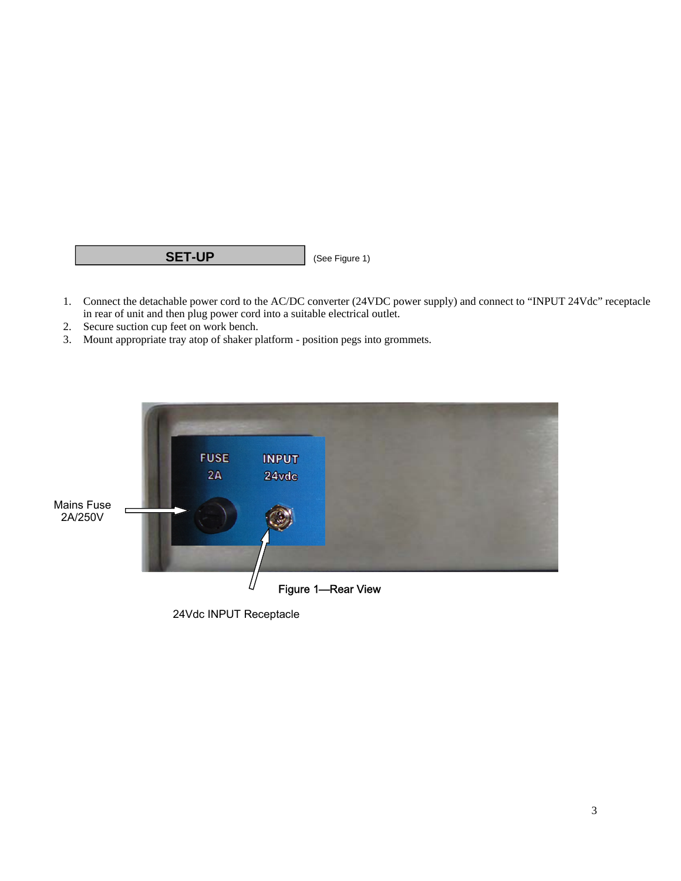## SET-UP

(See Figure 1)

1. Connect the detachable power cord to the AC/DC converter (24VDC power supply) and connect to "INPUT 24Vdc" receptacle in rear of unit and then plug power cord into a suitable electrical outlet.
2. Secure suction cup feet on work bench.
3. Mount appropriate tray atop of shaker platform - position pegs into grommets.

Mains Fuse 2A/250V

Figure 1—Rear View

24Vdc INPUT Receptacle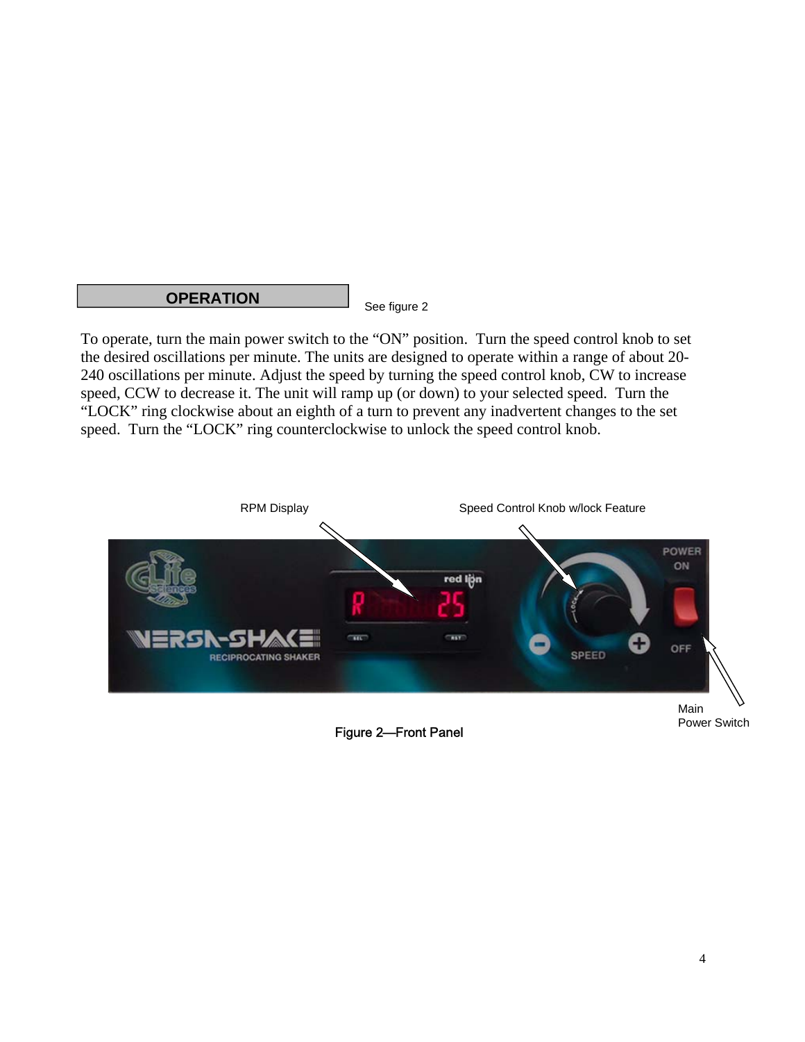## OPERATION

See figure 2

To operate, turn the main power switch to the “ON” position. Turn the speed control knob to set the desired oscillations per minute. The units are designed to operate within a range of about 20-240 oscillations per minute. Adjust the speed by turning the speed control knob, CW to increase speed, CCW to decrease it. The unit will ramp up (or down) to your selected speed. Turn the “LOCK” ring clockwise about an eighth of a turn to prevent any inadvertent changes to the set speed. Turn the “LOCK” ring counterclockwise to unlock the speed control knob.

RPM Display

Speed Control Knob w/lock Feature

Main Power Switch

Figure 2—Front Panel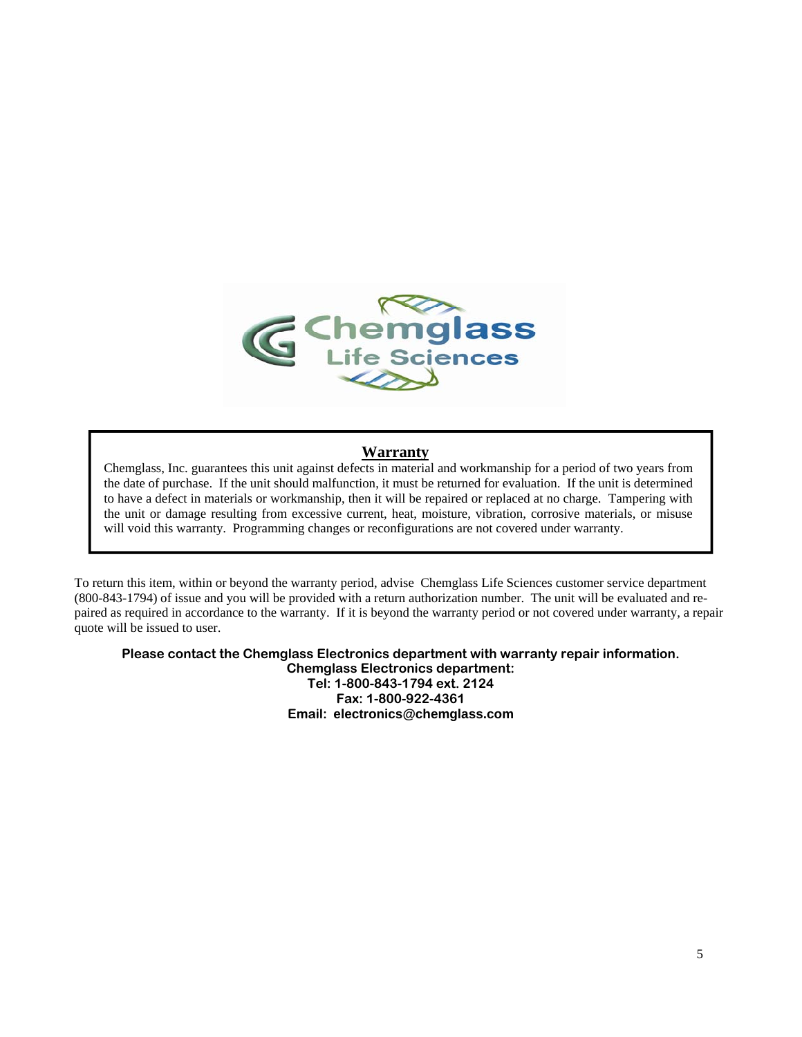## Warranty

Chemglass, Inc. guarantees this unit against defects in material and workmanship for a period of two years from the date of purchase. If the unit should malfunction, it must be returned for evaluation. If the unit is determined to have a defect in materials or workmanship, then it will be repaired or replaced at no charge. Tampering with the unit or damage resulting from excessive current, heat, moisture, vibration, corrosive materials, or misuse will void this warranty. Programming changes or reconfigurations are not covered under warranty.

To return this item, within or beyond the warranty period, advise Chemglass Life Sciences customer service department (800-843-1794) of issue and you will be provided with a return authorization number. The unit will be evaluated and repaired as required in accordance to the warranty. If it is beyond the warranty period or not covered under warranty, a repair quote will be issued to user.

**Please contact the Chemglass Electronics department with warranty repair information.**
**Chemglass Electronics department:**
**Tel: 1-800-843-1794 ext. 2124**
**Fax: 1-800-922-4361**
**Email: electronics@chemglass.com**